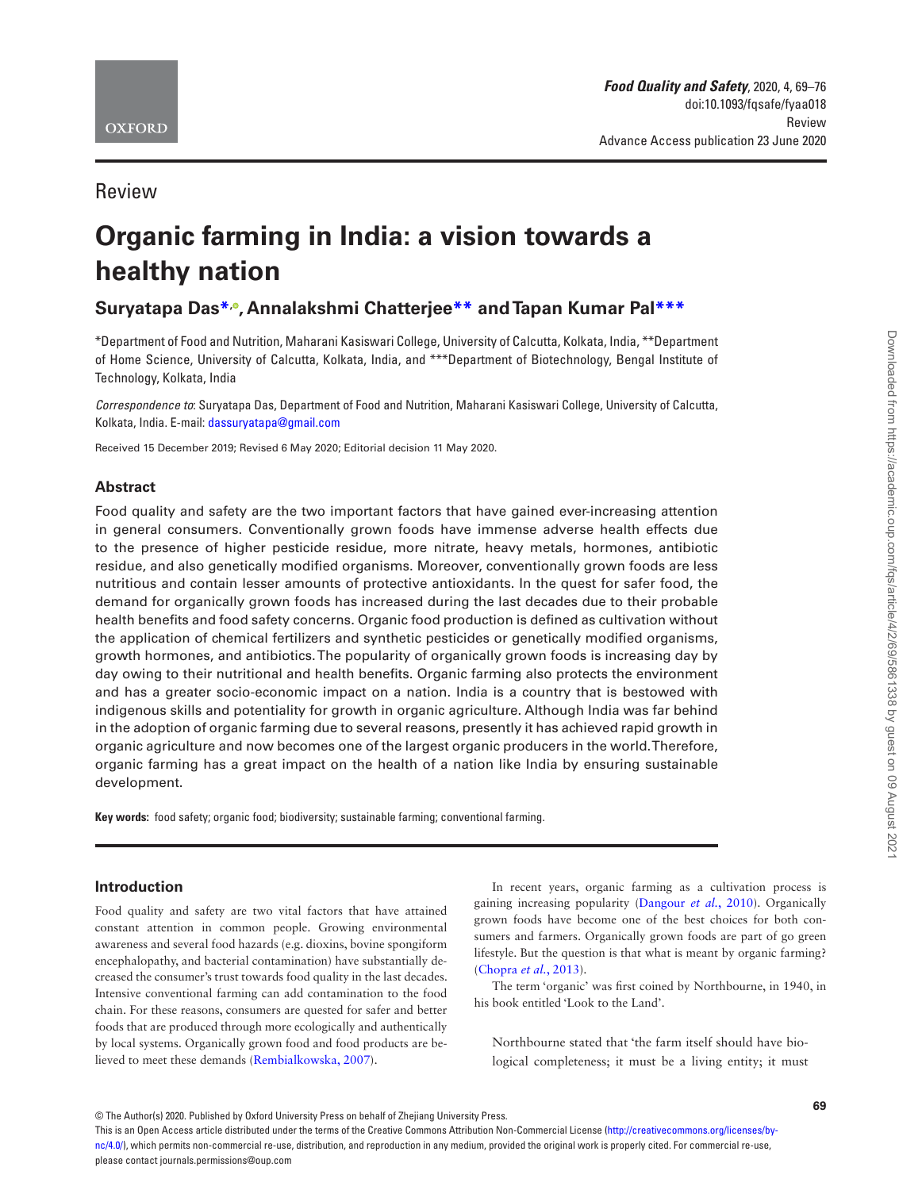Review

# Organic farming in India: a vision towards a healthy nation

**Suryatapa Das*, Annalakshmi Chatterjee** and Tapan Kumar Pal*****

*Department of Food and Nutrition, Maharani Kasiswari College, University of Calcutta, Kolkata, India, **Department of Home Science, University of Calcutta, Kolkata, India, and ***Department of Biotechnology, Bengal Institute of Technology, Kolkata, India

*Correspondence to*: Suryatapa Das, Department of Food and Nutrition, Maharani Kasiswari College, University of Calcutta, Kolkata, India. E-mail: dassuryatapa@gmail.com

Received 15 December 2019; Revised 6 May 2020; Editorial decision 11 May 2020.

## Abstract

Food quality and safety are the two important factors that have gained ever-increasing attention in general consumers. Conventionally grown foods have immense adverse health effects due to the presence of higher pesticide residue, more nitrate, heavy metals, hormones, antibiotic residue, and also genetically modified organisms. Moreover, conventionally grown foods are less nutritious and contain lesser amounts of protective antioxidants. In the quest for safer food, the demand for organically grown foods has increased during the last decades due to their probable health benefits and food safety concerns. Organic food production is defined as cultivation without the application of chemical fertilizers and synthetic pesticides or genetically modified organisms, growth hormones, and antibiotics. The popularity of organically grown foods is increasing day by day owing to their nutritional and health benefits. Organic farming also protects the environment and has a greater socio-economic impact on a nation. India is a country that is bestowed with indigenous skills and potentiality for growth in organic agriculture. Although India was far behind in the adoption of organic farming due to several reasons, presently it has achieved rapid growth in organic agriculture and now becomes one of the largest organic producers in the world. Therefore, organic farming has a great impact on the health of a nation like India by ensuring sustainable development.

**Key words:** food safety; organic food; biodiversity; sustainable farming; conventional farming.

## Introduction

Food quality and safety are two vital factors that have attained constant attention in common people. Growing environmental awareness and several food hazards (e.g. dioxins, bovine spongiform encephalopathy, and bacterial contamination) have substantially decreased the consumer's trust towards food quality in the last decades. Intensive conventional farming can add contamination to the food chain. For these reasons, consumers are quested for safer and better foods that are produced through more ecologically and authentically by local systems. Organically grown food and food products are believed to meet these demands (Rembialkowska, 2007).

In recent years, organic farming as a cultivation process is gaining increasing popularity (Dangour *et al.*, 2010). Organically grown foods have become one of the best choices for both consumers and farmers. Organically grown foods are part of go green lifestyle. But the question is that what is meant by organic farming? (Chopra *et al.*, 2013).

The term 'organic' was first coined by Northbourne, in 1940, in his book entitled 'Look to the Land'.

> Northbourne stated that 'the farm itself should have biological completeness; it must be a living entity; it must

© The Author(s) 2020. Published by Oxford University Press on behalf of Zhejiang University Press.
This is an Open Access article distributed under the terms of the Creative Commons Attribution Non-Commercial License (http://creativecommons.org/licenses/by-nc/4.0/), which permits non-commercial re-use, distribution, and reproduction in any medium, provided the original work is properly cited. For commercial re-use, please contact journals.permissions@oup.com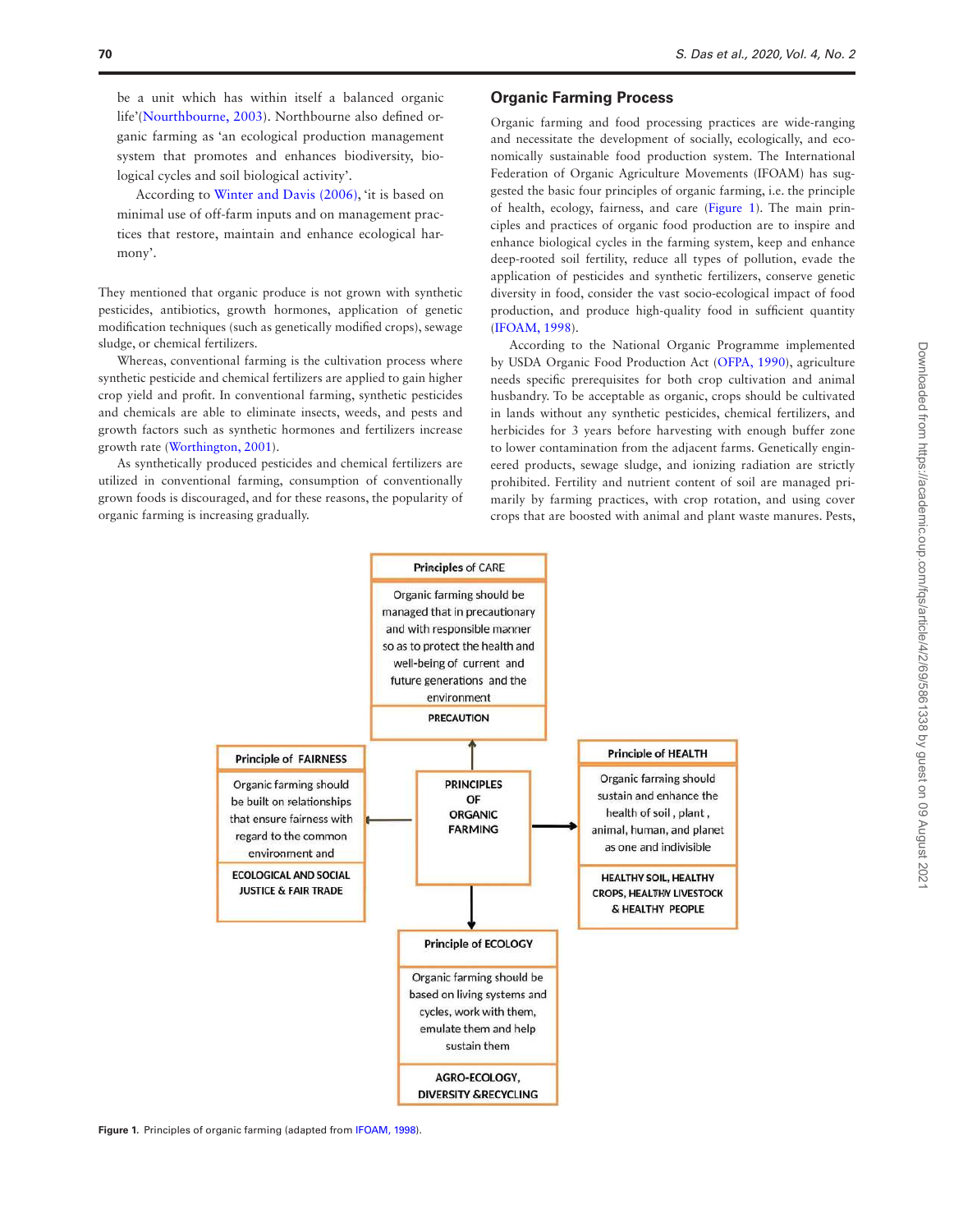be a unit which has within itself a balanced organic life'(Nourthbourne, 2003). Northbourne also defined organic farming as 'an ecological production management system that promotes and enhances biodiversity, biological cycles and soil biological activity'.

According to Winter and Davis (2006), 'it is based on minimal use of off-farm inputs and on management practices that restore, maintain and enhance ecological harmony'.

They mentioned that organic produce is not grown with synthetic pesticides, antibiotics, growth hormones, application of genetic modification techniques (such as genetically modified crops), sewage sludge, or chemical fertilizers.

Whereas, conventional farming is the cultivation process where synthetic pesticide and chemical fertilizers are applied to gain higher crop yield and profit. In conventional farming, synthetic pesticides and chemicals are able to eliminate insects, weeds, and pests and growth factors such as synthetic hormones and fertilizers increase growth rate (Worthington, 2001).

As synthetically produced pesticides and chemical fertilizers are utilized in conventional farming, consumption of conventionally grown foods is discouraged, and for these reasons, the popularity of organic farming is increasing gradually.

## Organic Farming Process

Organic farming and food processing practices are wide-ranging and necessitate the development of socially, ecologically, and economically sustainable food production system. The International Federation of Organic Agriculture Movements (IFOAM) has suggested the basic four principles of organic farming, i.e. the principle of health, ecology, fairness, and care (Figure 1). The main principles and practices of organic food production are to inspire and enhance biological cycles in the farming system, keep and enhance deep-rooted soil fertility, reduce all types of pollution, evade the application of pesticides and synthetic fertilizers, conserve genetic diversity in food, consider the vast socio-ecological impact of food production, and produce high-quality food in sufficient quantity (IFOAM, 1998).

According to the National Organic Programme implemented by USDA Organic Food Production Act (OFPA, 1990), agriculture needs specific prerequisites for both crop cultivation and animal husbandry. To be acceptable as organic, crops should be cultivated in lands without any synthetic pesticides, chemical fertilizers, and herbicides for 3 years before harvesting with enough buffer zone to lower contamination from the adjacent farms. Genetically engineered products, sewage sludge, and ionizing radiation are strictly prohibited. Fertility and nutrient content of soil are managed primarily by farming practices, with crop rotation, and using cover crops that are boosted with animal and plant waste manures. Pests,

**PRINCIPLES OF ORGANIC FARMING**

- **Principles of CARE**: Organic farming should be managed that in precautionary and with responsible manner so as to protect the health and well-being of current and future generations and the environment — PRECAUTION
- **Principle of FAIRNESS**: Organic farming should be built on relationships that ensure fairness with regard to the common environment and — ECOLOGICAL AND SOCIAL JUSTICE & FAIR TRADE
- **Principle of HEALTH**: Organic farming should sustain and enhance the health of soil, plant, animal, human, and planet as one and indivisible — HEALTHY SOIL, HEALTHY CROPS, HEALTHY LIVESTOCK & HEALTHY PEOPLE
- **Principle of ECOLOGY**: Organic farming should be based on living systems and cycles, work with them, emulate them and help sustain them — AGRO-ECOLOGY, DIVERSITY &RECYCLING

**Figure 1.** Principles of organic farming (adapted from IFOAM, 1998).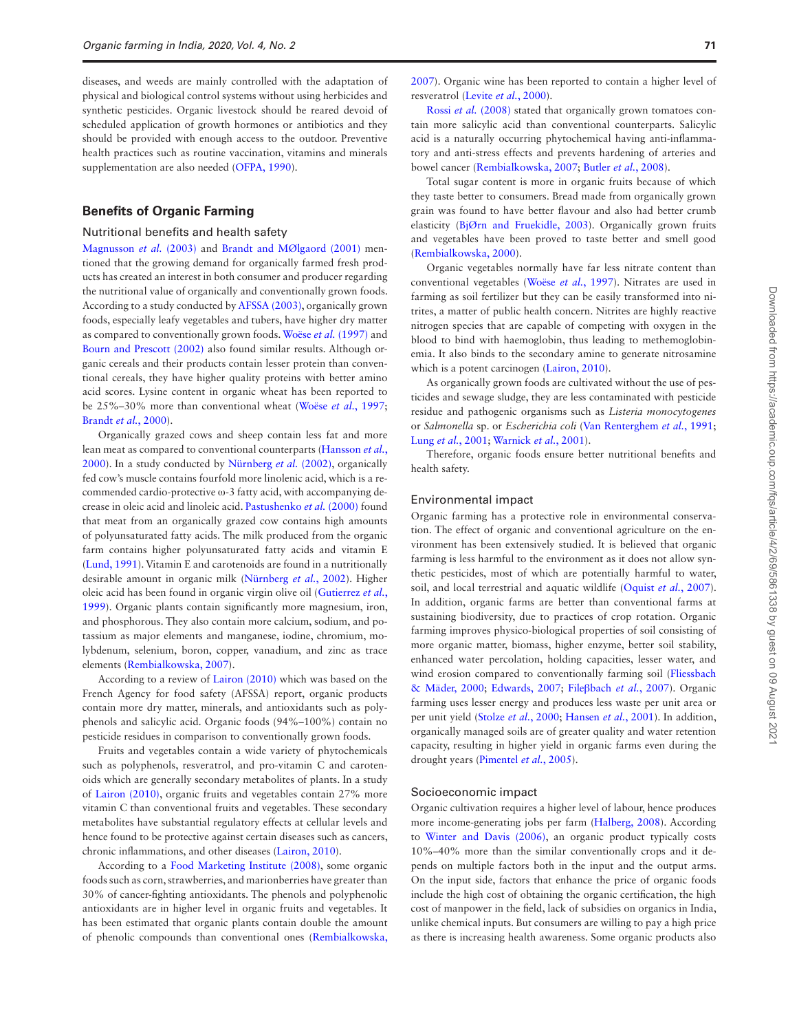diseases, and weeds are mainly controlled with the adaptation of physical and biological control systems without using herbicides and synthetic pesticides. Organic livestock should be reared devoid of scheduled application of growth hormones or antibiotics and they should be provided with enough access to the outdoor. Preventive health practices such as routine vaccination, vitamins and minerals supplementation are also needed (OFPA, 1990).

## Benefits of Organic Farming

### Nutritional benefits and health safety

Magnusson *et al.* (2003) and Brandt and MØlgaord (2001) mentioned that the growing demand for organically farmed fresh products has created an interest in both consumer and producer regarding the nutritional value of organically and conventionally grown foods. According to a study conducted by AFSSA (2003), organically grown foods, especially leafy vegetables and tubers, have higher dry matter as compared to conventionally grown foods. Woëse *et al.* (1997) and Bourn and Prescott (2002) also found similar results. Although organic cereals and their products contain lesser protein than conventional cereals, they have higher quality proteins with better amino acid scores. Lysine content in organic wheat has been reported to be 25%–30% more than conventional wheat (Woëse *et al.*, 1997; Brandt *et al.*, 2000).

Organically grazed cows and sheep contain less fat and more lean meat as compared to conventional counterparts (Hansson *et al.*, 2000). In a study conducted by Nürnberg *et al.* (2002), organically fed cow's muscle contains fourfold more linolenic acid, which is a recommended cardio-protective ω-3 fatty acid, with accompanying decrease in oleic acid and linoleic acid. Pastushenko *et al.* (2000) found that meat from an organically grazed cow contains high amounts of polyunsaturated fatty acids. The milk produced from the organic farm contains higher polyunsaturated fatty acids and vitamin E (Lund, 1991). Vitamin E and carotenoids are found in a nutritionally desirable amount in organic milk (Nürnberg *et al.*, 2002). Higher oleic acid has been found in organic virgin olive oil (Gutierrez *et al.*, 1999). Organic plants contain significantly more magnesium, iron, and phosphorous. They also contain more calcium, sodium, and potassium as major elements and manganese, iodine, chromium, molybdenum, selenium, boron, copper, vanadium, and zinc as trace elements (Rembialkowska, 2007).

According to a review of Lairon (2010) which was based on the French Agency for food safety (AFSSA) report, organic products contain more dry matter, minerals, and antioxidants such as polyphenols and salicylic acid. Organic foods (94%–100%) contain no pesticide residues in comparison to conventionally grown foods.

Fruits and vegetables contain a wide variety of phytochemicals such as polyphenols, resveratrol, and pro-vitamin C and carotenoids which are generally secondary metabolites of plants. In a study of Lairon (2010), organic fruits and vegetables contain 27% more vitamin C than conventional fruits and vegetables. These secondary metabolites have substantial regulatory effects at cellular levels and hence found to be protective against certain diseases such as cancers, chronic inflammations, and other diseases (Lairon, 2010).

According to a Food Marketing Institute (2008), some organic foods such as corn, strawberries, and marionberries have greater than 30% of cancer-fighting antioxidants. The phenols and polyphenolic antioxidants are in higher level in organic fruits and vegetables. It has been estimated that organic plants contain double the amount of phenolic compounds than conventional ones (Rembialkowska, 2007). Organic wine has been reported to contain a higher level of resveratrol (Levite *et al.*, 2000).

Rossi *et al.* (2008) stated that organically grown tomatoes contain more salicylic acid than conventional counterparts. Salicylic acid is a naturally occurring phytochemical having anti-inflammatory and anti-stress effects and prevents hardening of arteries and bowel cancer (Rembialkowska, 2007; Butler *et al.*, 2008).

Total sugar content is more in organic fruits because of which they taste better to consumers. Bread made from organically grown grain was found to have better flavour and also had better crumb elasticity (BjØrn and Fruekidle, 2003). Organically grown fruits and vegetables have been proved to taste better and smell good (Rembialkowska, 2000).

Organic vegetables normally have far less nitrate content than conventional vegetables (Woëse *et al.*, 1997). Nitrates are used in farming as soil fertilizer but they can be easily transformed into nitrites, a matter of public health concern. Nitrites are highly reactive nitrogen species that are capable of competing with oxygen in the blood to bind with haemoglobin, thus leading to methemoglobinemia. It also binds to the secondary amine to generate nitrosamine which is a potent carcinogen (Lairon, 2010).

As organically grown foods are cultivated without the use of pesticides and sewage sludge, they are less contaminated with pesticide residue and pathogenic organisms such as *Listeria monocytogenes* or *Salmonella* sp. or *Escherichia coli* (Van Renterghem *et al.*, 1991; Lung *et al.*, 2001; Warnick *et al.*, 2001).

Therefore, organic foods ensure better nutritional benefits and health safety.

### Environmental impact

Organic farming has a protective role in environmental conservation. The effect of organic and conventional agriculture on the environment has been extensively studied. It is believed that organic farming is less harmful to the environment as it does not allow synthetic pesticides, most of which are potentially harmful to water, soil, and local terrestrial and aquatic wildlife (Oquist *et al.*, 2007). In addition, organic farms are better than conventional farms at sustaining biodiversity, due to practices of crop rotation. Organic farming improves physico-biological properties of soil consisting of more organic matter, biomass, higher enzyme, better soil stability, enhanced water percolation, holding capacities, lesser water, and wind erosion compared to conventionally farming soil (Fliessbach & Mäder, 2000; Edwards, 2007; Fileβbach *et al.*, 2007). Organic farming uses lesser energy and produces less waste per unit area or per unit yield (Stolze *et al.*, 2000; Hansen *et al.*, 2001). In addition, organically managed soils are of greater quality and water retention capacity, resulting in higher yield in organic farms even during the drought years (Pimentel *et al.*, 2005).

### Socioeconomic impact

Organic cultivation requires a higher level of labour, hence produces more income-generating jobs per farm (Halberg, 2008). According to Winter and Davis (2006), an organic product typically costs 10%–40% more than the similar conventionally crops and it depends on multiple factors both in the input and the output arms. On the input side, factors that enhance the price of organic foods include the high cost of obtaining the organic certification, the high cost of manpower in the field, lack of subsidies on organics in India, unlike chemical inputs. But consumers are willing to pay a high price as there is increasing health awareness. Some organic products also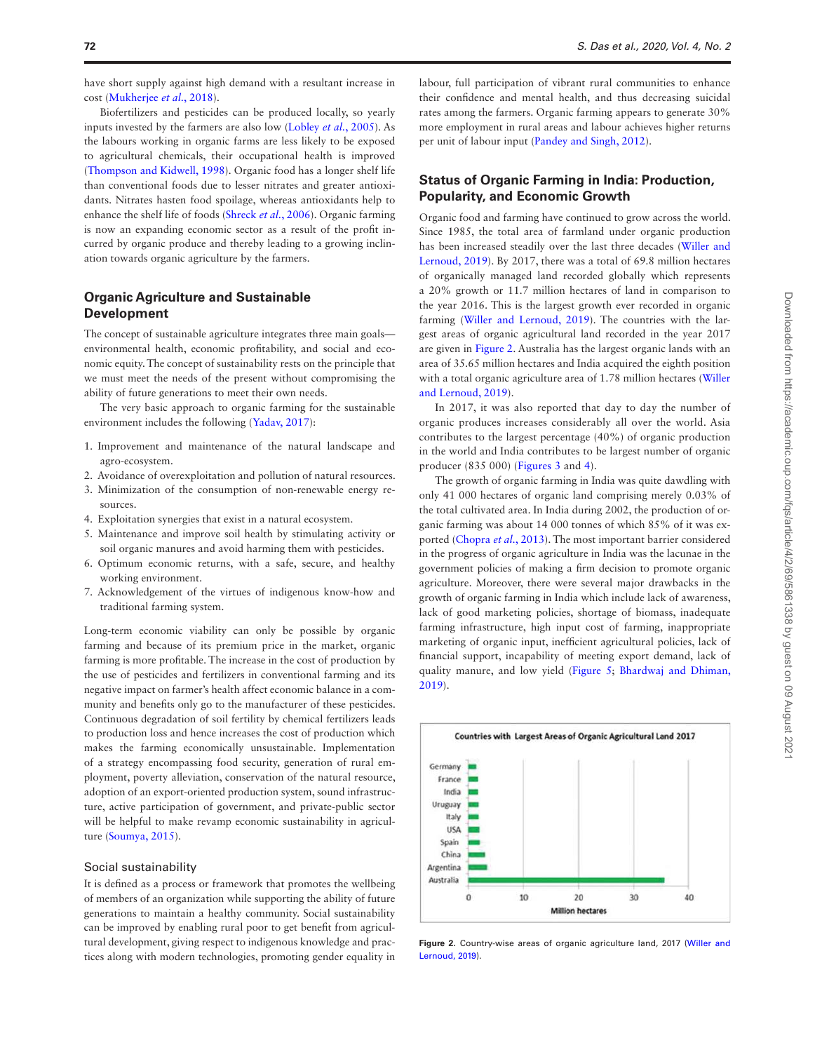have short supply against high demand with a resultant increase in cost (Mukherjee *et al.*, 2018).

Biofertilizers and pesticides can be produced locally, so yearly inputs invested by the farmers are also low (Lobley *et al.*, 2005). As the labours working in organic farms are less likely to be exposed to agricultural chemicals, their occupational health is improved (Thompson and Kidwell, 1998). Organic food has a longer shelf life than conventional foods due to lesser nitrates and greater antioxidants. Nitrates hasten food spoilage, whereas antioxidants help to enhance the shelf life of foods (Shreck *et al.*, 2006). Organic farming is now an expanding economic sector as a result of the profit incurred by organic produce and thereby leading to a growing inclination towards organic agriculture by the farmers.

## Organic Agriculture and Sustainable Development

The concept of sustainable agriculture integrates three main goals—environmental health, economic profitability, and social and economic equity. The concept of sustainability rests on the principle that we must meet the needs of the present without compromising the ability of future generations to meet their own needs.

The very basic approach to organic farming for the sustainable environment includes the following (Yadav, 2017):

1. Improvement and maintenance of the natural landscape and agro-ecosystem.
2. Avoidance of overexploitation and pollution of natural resources.
3. Minimization of the consumption of non-renewable energy resources.
4. Exploitation synergies that exist in a natural ecosystem.
5. Maintenance and improve soil health by stimulating activity or soil organic manures and avoid harming them with pesticides.
6. Optimum economic returns, with a safe, secure, and healthy working environment.
7. Acknowledgement of the virtues of indigenous know-how and traditional farming system.

Long-term economic viability can only be possible by organic farming and because of its premium price in the market, organic farming is more profitable. The increase in the cost of production by the use of pesticides and fertilizers in conventional farming and its negative impact on farmer's health affect economic balance in a community and benefits only go to the manufacturer of these pesticides. Continuous degradation of soil fertility by chemical fertilizers leads to production loss and hence increases the cost of production which makes the farming economically unsustainable. Implementation of a strategy encompassing food security, generation of rural employment, poverty alleviation, conservation of the natural resource, adoption of an export-oriented production system, sound infrastructure, active participation of government, and private-public sector will be helpful to make revamp economic sustainability in agriculture (Soumya, 2015).

### Social sustainability

It is defined as a process or framework that promotes the wellbeing of members of an organization while supporting the ability of future generations to maintain a healthy community. Social sustainability can be improved by enabling rural poor to get benefit from agricultural development, giving respect to indigenous knowledge and practices along with modern technologies, promoting gender equality in labour, full participation of vibrant rural communities to enhance their confidence and mental health, and thus decreasing suicidal rates among the farmers. Organic farming appears to generate 30% more employment in rural areas and labour achieves higher returns per unit of labour input (Pandey and Singh, 2012).

## Status of Organic Farming in India: Production, Popularity, and Economic Growth

Organic food and farming have continued to grow across the world. Since 1985, the total area of farmland under organic production has been increased steadily over the last three decades (Willer and Lernoud, 2019). By 2017, there was a total of 69.8 million hectares of organically managed land recorded globally which represents a 20% growth or 11.7 million hectares of land in comparison to the year 2016. This is the largest growth ever recorded in organic farming (Willer and Lernoud, 2019). The countries with the largest areas of organic agricultural land recorded in the year 2017 are given in Figure 2. Australia has the largest organic lands with an area of 35.65 million hectares and India acquired the eighth position with a total organic agriculture area of 1.78 million hectares (Willer and Lernoud, 2019).

In 2017, it was also reported that day to day the number of organic produces increases considerably all over the world. Asia contributes to the largest percentage (40%) of organic production in the world and India contributes to be largest number of organic producer (835 000) (Figures 3 and 4).

The growth of organic farming in India was quite dawdling with only 41 000 hectares of organic land comprising merely 0.03% of the total cultivated area. In India during 2002, the production of organic farming was about 14 000 tonnes of which 85% of it was exported (Chopra *et al.*, 2013). The most important barrier considered in the progress of organic agriculture in India was the lacunae in the government policies of making a firm decision to promote organic agriculture. Moreover, there were several major drawbacks in the growth of organic farming in India which include lack of awareness, lack of good marketing policies, shortage of biomass, inadequate farming infrastructure, high input cost of farming, inappropriate marketing of organic input, inefficient agricultural policies, lack of financial support, incapability of meeting export demand, lack of quality manure, and low yield (Figure 5; Bhardwaj and Dhiman, 2019).

Figure 2. Country-wise areas of organic agriculture land, 2017 (Willer and Lernoud, 2019).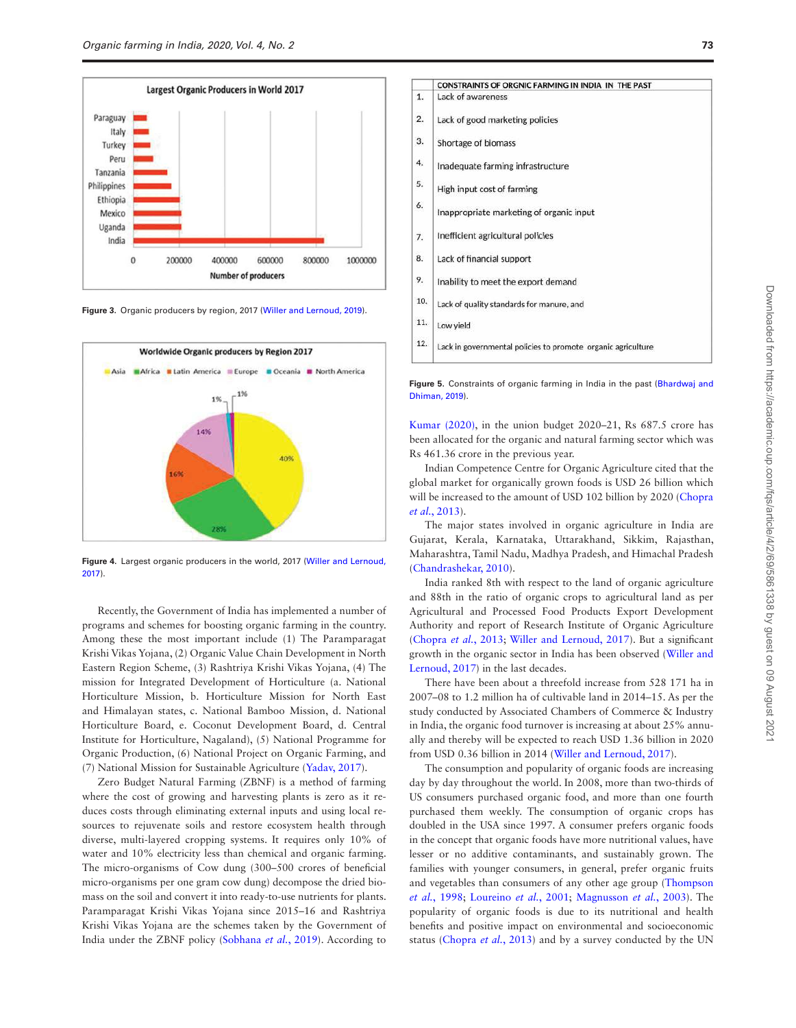Figure 3. Organic producers by region, 2017 (Willer and Lernoud, 2019).

Figure 4. Largest organic producers in the world, 2017 (Willer and Lernoud, 2017).

Recently, the Government of India has implemented a number of programs and schemes for boosting organic farming in the country. Among these the most important include (1) The Paramparagat Krishi Vikas Yojana, (2) Organic Value Chain Development in North Eastern Region Scheme, (3) Rashtriya Krishi Vikas Yojana, (4) The mission for Integrated Development of Horticulture (a. National Horticulture Mission, b. Horticulture Mission for North East and Himalayan states, c. National Bamboo Mission, d. National Horticulture Board, e. Coconut Development Board, d. Central Institute for Horticulture, Nagaland), (5) National Programme for Organic Production, (6) National Project on Organic Farming, and (7) National Mission for Sustainable Agriculture (Yadav, 2017).

Zero Budget Natural Farming (ZBNF) is a method of farming where the cost of growing and harvesting plants is zero as it reduces costs through eliminating external inputs and using local resources to rejuvenate soils and restore ecosystem health through diverse, multi-layered cropping systems. It requires only 10% of water and 10% electricity less than chemical and organic farming. The micro-organisms of Cow dung (300–500 crores of beneficial micro-organisms per one gram cow dung) decompose the dried biomass on the soil and convert it into ready-to-use nutrients for plants. Paramparagat Krishi Vikas Yojana since 2015–16 and Rashtriya Krishi Vikas Yojana are the schemes taken by the Government of India under the ZBNF policy (Sobhana *et al.*, 2019). According to Kumar (2020), in the union budget 2020–21, Rs 687.5 crore has been allocated for the organic and natural farming sector which was Rs 461.36 crore in the previous year.

| | CONSTRAINTS OF ORGNIC FARMING IN INDIA IN THE PAST |
|---|---|
| 1. | Lack of awareness |
| 2. | Lack of good marketing policies |
| 3. | Shortage of biomass |
| 4. | Inadequate farming infrastructure |
| 5. | High input cost of farming |
| 6. | Inappropriate marketing of organic input |
| 7. | Inefficient agricultural policies |
| 8. | Lack of financial support |
| 9. | Inability to meet the export demand |
| 10. | Lack of quality standards for manure, and |
| 11. | Low yield |
| 12. | Lack in governmental policies to promote organic agriculture |

Figure 5. Constraints of organic farming in India in the past (Bhardwaj and Dhiman, 2019).

Indian Competence Centre for Organic Agriculture cited that the global market for organically grown foods is USD 26 billion which will be increased to the amount of USD 102 billion by 2020 (Chopra *et al.*, 2013).

The major states involved in organic agriculture in India are Gujarat, Kerala, Karnataka, Uttarakhand, Sikkim, Rajasthan, Maharashtra, Tamil Nadu, Madhya Pradesh, and Himachal Pradesh (Chandrashekar, 2010).

India ranked 8th with respect to the land of organic agriculture and 88th in the ratio of organic crops to agricultural land as per Agricultural and Processed Food Products Export Development Authority and report of Research Institute of Organic Agriculture (Chopra *et al.*, 2013; Willer and Lernoud, 2017). But a significant growth in the organic sector in India has been observed (Willer and Lernoud, 2017) in the last decades.

There have been about a threefold increase from 528 171 ha in 2007–08 to 1.2 million ha of cultivable land in 2014–15. As per the study conducted by Associated Chambers of Commerce & Industry in India, the organic food turnover is increasing at about 25% annually and thereby will be expected to reach USD 1.36 billion in 2020 from USD 0.36 billion in 2014 (Willer and Lernoud, 2017).

The consumption and popularity of organic foods are increasing day by day throughout the world. In 2008, more than two-thirds of US consumers purchased organic food, and more than one fourth purchased them weekly. The consumption of organic crops has doubled in the USA since 1997. A consumer prefers organic foods in the concept that organic foods have more nutritional values, have lesser or no additive contaminants, and sustainably grown. The families with younger consumers, in general, prefer organic fruits and vegetables than consumers of any other age group (Thompson *et al.*, 1998; Loureino *et al.*, 2001; Magnusson *et al.*, 2003). The popularity of organic foods is due to its nutritional and health benefits and positive impact on environmental and socioeconomic status (Chopra *et al.*, 2013) and by a survey conducted by the UN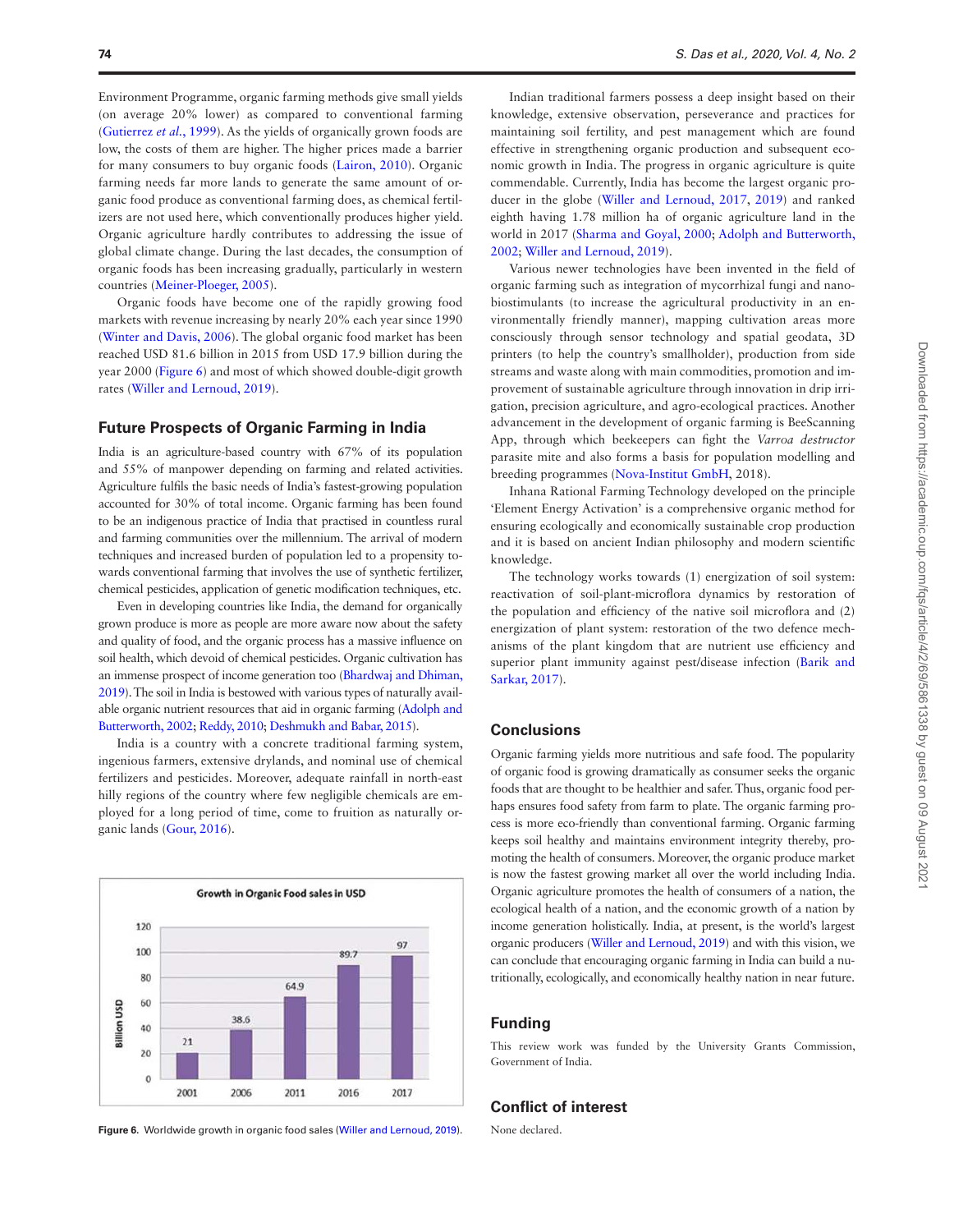Environment Programme, organic farming methods give small yields (on average 20% lower) as compared to conventional farming (Gutierrez *et al.*, 1999). As the yields of organically grown foods are low, the costs of them are higher. The higher prices made a barrier for many consumers to buy organic foods (Lairon, 2010). Organic farming needs far more lands to generate the same amount of organic food produce as conventional farming does, as chemical fertilizers are not used here, which conventionally produces higher yield. Organic agriculture hardly contributes to addressing the issue of global climate change. During the last decades, the consumption of organic foods has been increasing gradually, particularly in western countries (Meiner-Ploeger, 2005).

Organic foods have become one of the rapidly growing food markets with revenue increasing by nearly 20% each year since 1990 (Winter and Davis, 2006). The global organic food market has been reached USD 81.6 billion in 2015 from USD 17.9 billion during the year 2000 (Figure 6) and most of which showed double-digit growth rates (Willer and Lernoud, 2019).

## Future Prospects of Organic Farming in India

India is an agriculture-based country with 67% of its population and 55% of manpower depending on farming and related activities. Agriculture fulfils the basic needs of India's fastest-growing population accounted for 30% of total income. Organic farming has been found to be an indigenous practice of India that practised in countless rural and farming communities over the millennium. The arrival of modern techniques and increased burden of population led to a propensity towards conventional farming that involves the use of synthetic fertilizer, chemical pesticides, application of genetic modification techniques, etc.

Even in developing countries like India, the demand for organically grown produce is more as people are more aware now about the safety and quality of food, and the organic process has a massive influence on soil health, which devoid of chemical pesticides. Organic cultivation has an immense prospect of income generation too (Bhardwaj and Dhiman, 2019). The soil in India is bestowed with various types of naturally available organic nutrient resources that aid in organic farming (Adolph and Butterworth, 2002; Reddy, 2010; Deshmukh and Babar, 2015).

India is a country with a concrete traditional farming system, ingenious farmers, extensive drylands, and nominal use of chemical fertilizers and pesticides. Moreover, adequate rainfall in north-east hilly regions of the country where few negligible chemicals are employed for a long period of time, come to fruition as naturally organic lands (Gour, 2016).

**Growth in Organic Food sales in USD**

| Year | Billion USD |
|---|---|
| 2001 | 21 |
| 2006 | 38.6 |
| 2011 | 64.9 |
| 2016 | 89.7 |
| 2017 | 97 |

**Figure 6.** Worldwide growth in organic food sales (Willer and Lernoud, 2019).

Indian traditional farmers possess a deep insight based on their knowledge, extensive observation, perseverance and practices for maintaining soil fertility, and pest management which are found effective in strengthening organic production and subsequent economic growth in India. The progress in organic agriculture is quite commendable. Currently, India has become the largest organic producer in the globe (Willer and Lernoud, 2017, 2019) and ranked eighth having 1.78 million ha of organic agriculture land in the world in 2017 (Sharma and Goyal, 2000; Adolph and Butterworth, 2002; Willer and Lernoud, 2019).

Various newer technologies have been invented in the field of organic farming such as integration of mycorrhizal fungi and nano-biostimulants (to increase the agricultural productivity in an environmentally friendly manner), mapping cultivation areas more consciously through sensor technology and spatial geodata, 3D printers (to help the country's smallholder), production from side streams and waste along with main commodities, promotion and improvement of sustainable agriculture through innovation in drip irrigation, precision agriculture, and agro-ecological practices. Another advancement in the development of organic farming is BeeScanning App, through which beekeepers can fight the *Varroa destructor* parasite mite and also forms a basis for population modelling and breeding programmes (Nova-Institut GmbH, 2018).

Inhana Rational Farming Technology developed on the principle 'Element Energy Activation' is a comprehensive organic method for ensuring ecologically and economically sustainable crop production and it is based on ancient Indian philosophy and modern scientific knowledge.

The technology works towards (1) energization of soil system: reactivation of soil-plant-microflora dynamics by restoration of the population and efficiency of the native soil microflora and (2) energization of plant system: restoration of the two defence mechanisms of the plant kingdom that are nutrient use efficiency and superior plant immunity against pest/disease infection (Barik and Sarkar, 2017).

## Conclusions

Organic farming yields more nutritious and safe food. The popularity of organic food is growing dramatically as consumer seeks the organic foods that are thought to be healthier and safer. Thus, organic food perhaps ensures food safety from farm to plate. The organic farming process is more eco-friendly than conventional farming. Organic farming keeps soil healthy and maintains environment integrity thereby, promoting the health of consumers. Moreover, the organic produce market is now the fastest growing market all over the world including India. Organic agriculture promotes the health of consumers of a nation, the ecological health of a nation, and the economic growth of a nation by income generation holistically. India, at present, is the world's largest organic producers (Willer and Lernoud, 2019) and with this vision, we can conclude that encouraging organic farming in India can build a nutritionally, ecologically, and economically healthy nation in near future.

## Funding

This review work was funded by the University Grants Commission, Government of India.

## Conflict of interest

None declared.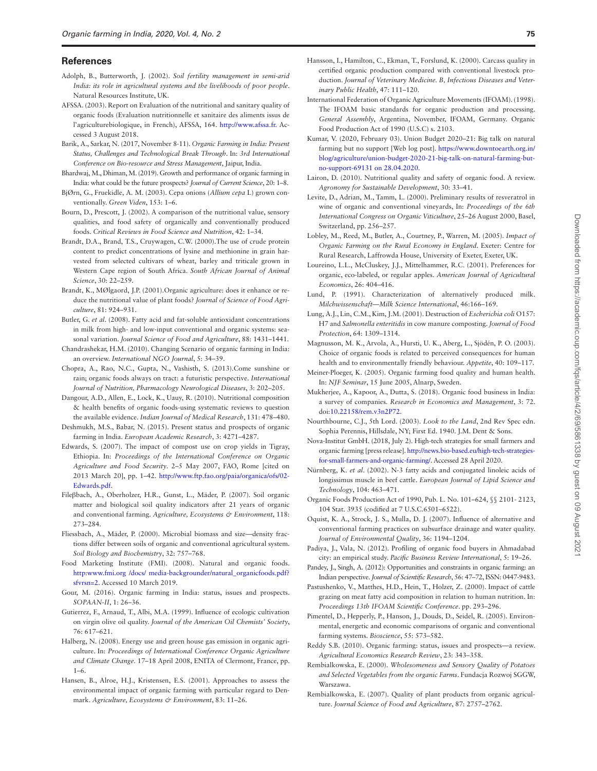## References

Adolph, B., Butterworth, J. (2002). *Soil fertility management in semi-arid India: its role in agricultural systems and the livelihoods of poor people*. Natural Resources Institute, UK.

AFSSA. (2003). Report on Evaluation of the nutritional and sanitary quality of organic foods (Evaluation nutritionnelle et sanitaire des aliments issus de l'agriculturebiologique, in French), AFSSA, 164. http://www.afssa.fr. Accessed 3 August 2018.

Barik, A., Sarkar, N. (2017, November 8-11). *Organic Farming in India: Present Status, Challenges and Technological Break Through*. In: *3rd International Conference on Bio-resource and Stress Management*, Jaipur, India.

Bhardwaj, M., Dhiman, M. (2019). Growth and performance of organic farming in India: what could be the future prospects? *Journal of Current Science*, 20: 1–8.

BjØrn, G., Fruekidle, A. M. (2003). Cepa onions (*Allium cepa* L) grown conventionally. *Green Viden*, 153: 1–6.

Bourn, D., Prescott, J. (2002). A comparison of the nutritional value, sensory qualities, and food safety of organically and conventionally produced foods. *Critical Reviews in Food Science and Nutrition*, 42: 1–34.

Brandt, D.A., Brand, T.S., Cruywagen, C.W. (2000).The use of crude protein content to predict concentrations of lysine and methionine in grain harvested from selected cultivars of wheat, barley and triticale grown in Western Cape region of South Africa. *South African Journal of Animal Science*, 30: 22–259.

Brandt, K., MØlgaord, J.P. (2001).Organic agriculture: does it enhance or reduce the nutritional value of plant foods? *Journal of Science of Food Agriculture*, 81: 924–931.

Butler, G. *et al*. (2008). Fatty acid and fat-soluble antioxidant concentrations in milk from high- and low-input conventional and organic systems: seasonal variation. *Journal Science of Food and Agriculture*, 88: 1431–1441.

Chandrashekar, H.M. (2010). Changing Scenario of organic farming in India: an overview. *International NGO Journal*, 5: 34–39.

Chopra, A., Rao, N.C., Gupta, N., Vashisth, S. (2013).Come sunshine or rain; organic foods always on tract: a futuristic perspective. *International Journal of Nutrition, Pharmacology Neurological Diseases*, 3: 202–205.

Dangour, A.D., Allen, E., Lock, K., Uauy, R. (2010). Nutritional composition & health benefits of organic foods-using systematic reviews to question the available evidence. *Indian Journal of Medical Research*, 131: 478–480.

Deshmukh, M.S., Babar, N. (2015). Present status and prospects of organic farming in India. *European Academic Research*, 3: 4271–4287.

Edwards, S. (2007). The impact of compost use on crop yields in Tigray, Ethiopia. In: *Proceedings of the International Conference on Organic Agriculture and Food Security*. 2–5 May 2007, FAO, Rome [cited on 2013 March 20], pp. 1–42. http://www.ftp.fao.org/paia/organica/ofs/02-Edwards.pdf.

Fileβbach, A., Oberholzer, H.R., Gunst, L., Mäder, P. (2007). Soil organic matter and biological soil quality indicators after 21 years of organic and conventional farming. *Agriculture, Ecosystems & Environment*, 118: 273–284.

Fliessbach, A., Mäder, P. (2000). Microbial biomass and size—density fractions differ between soils of organic and conventional agricultural system. *Soil Biology and Biochemistry*, 32: 757–768.

Food Marketing Institute (FMI). (2008). Natural and organic foods. http:www.fmi.org /docs/ media-backgrounder/natural_organicfoods.pdf?sfvrsn=2. Accessed 10 March 2019.

Gour, M. (2016). Organic farming in India: status, issues and prospects. *SOPAAN-II*, 1: 26–36.

Gutierrez, F., Arnaud, T., Albi, M.A. (1999). Influence of ecologic cultivation on virgin olive oil quality. *Journal of the American Oil Chemists' Society*, 76: 617–621.

Halberg, N. (2008). Energy use and green house gas emission in organic agriculture. In: *Proceedings of International Conference Organic Agriculture and Climate Change*. 17–18 April 2008, ENITA of Clermont, France, pp. 1–6.

Hansen, B., Alroe, H.J., Kristensen, E.S. (2001). Approaches to assess the environmental impact of organic farming with particular regard to Denmark. *Agriculture, Ecosystems & Environment*, 83: 11–26.

Hansson, I., Hamilton, C., Ekman, T., Forslund, K. (2000). Carcass quality in certified organic production compared with conventional livestock production. *Journal of Veterinary Medicine. B, Infectious Diseases and Veterinary Public Health*, 47: 111–120.

International Federation of Organic Agriculture Movements (IFOAM). (1998). The IFOAM basic standards for organic production and processing. *General Assembly*, Argentina, November, IFOAM, Germany. Organic Food Production Act of 1990 (U.S.C) s. 2103.

Kumar, V. (2020, February 03). Union Budget 2020–21: Big talk on natural farming but no support [Web log post]. https://www.downtoearth.org.in/blog/agriculture/union-budget-2020-21-big-talk-on-natural-farming-but-no-support-69131 on 28.04.2020.

Lairon, D. (2010). Nutritional quality and safety of organic food. A review. *Agronomy for Sustainable Development*, 30: 33–41.

Levite, D., Adrian, M., Tamm, L. (2000). Preliminary results of resveratrol in wine of organic and conventional vineyards, In: *Proceedings of the 6th International Congress on Organic Viticulture*, 25–26 August 2000, Basel, Switzerland, pp. 256–257.

Lobley, M., Reed, M., Butler, A., Courtney, P., Warren, M. (2005). *Impact of Organic Farming on the Rural Economy in England*. Exeter: Centre for Rural Research, Laffrowda House, University of Exeter, Exeter, UK.

Loureino, L.L., McCluskey, J.J., Mittelhammer, R.C. (2001). Preferences for organic, eco-labeled, or regular apples. *American Journal of Agricultural Economics*, 26: 404–416.

Lund, P. (1991). Characterization of alternatively produced milk. *Milchwissenschaft—Milk Science International*, 46:166–169.

Lung, A.J., Lin, C.M., Kim, J.M. (2001). Destruction of *Escherichia coli* O157: H7 and *Salmonella enteritidis* in cow manure composting. *Journal of Food Protection*, 64: 1309–1314.

Magnusson, M. K., Arvola, A., Hursti, U. K., Aberg, L., Sjödén, P. O. (2003). Choice of organic foods is related to perceived consequences for human health and to environmentally friendly behaviour. *Appetite*, 40: 109–117.

Meiner-Ploeger, K. (2005). Organic farming food quality and human health. In: *NJF Seminar*, 15 June 2005, Alnarp, Sweden.

Mukherjee, A., Kapoor, A., Dutta, S. (2018). Organic food business in India: a survey of companies. *Research in Economics and Management*, 3: 72. doi:10.22158/rem.v3n2P72.

Nourthbourne, C.J., 5th Lord. (2003). *Look to the Land*, 2nd Rev Spec edn. Sophia Perennis, Hillsdale, NY; First Ed. 1940. J.M. Dent & Sons.

Nova-Institut GmbH. (2018, July 2). High-tech strategies for small farmers and organic farming [press release]. http://news.bio-based.eu/high-tech-strategies-for-small-farmers-and-organic-farming/. Accessed 28 April 2020.

Nürnberg, K. *et al*. (2002). N-3 fatty acids and conjugated linoleic acids of longissimus muscle in beef cattle. *European Journal of Lipid Science and Technology*, 104: 463–471.

Organic Foods Production Act of 1990, Pub. L. No. 101–624, §§ 2101- 2123, 104 Stat. 3935 (codified at 7 U.S.C.6501–6522).

Oquist, K. A., Strock, J. S., Mulla, D. J. (2007). Influence of alternative and conventional farming practices on subsurface drainage and water quality. *Journal of Environmental Quality*, 36: 1194–1204.

Padiya, J., Vala, N. (2012). Profiling of organic food buyers in Ahmadabad city: an empirical study. *Pacific Business Review International*, 5: 19–26.

Pandey, J., Singh, A. (2012): Opportunities and constraints in organic farming: an Indian perspective. *Journal of Scientific Research*, 56: 47–72, ISSN: 0447-9483.

Pastushenko, V., Matthes, H.D., Hein, T., Holzer, Z. (2000). Impact of cattle grazing on meat fatty acid composition in relation to human nutrition. In: *Proceedings 13th IFOAM Scientific Conference*. pp. 293–296.

Pimentel, D., Hepperly, P., Hanson, J., Douds, D., Seidel, R. (2005). Environmental, energetic and economic comparisons of organic and conventional farming systems. *Bioscience*, 55: 573–582.

Reddy S.B. (2010). Organic farming: status, issues and prospects—a review. *Agricultural Economics Research Review*, 23: 343–358.

Rembialkowska, E. (2000). *Wholesomeness and Sensory Quality of Potatoes and Selected Vegetables from the organic Farms*. Fundacja Rozwoj SGGW, Warszawa.

Rembialkowska, E. (2007). Quality of plant products from organic agriculture. *Journal Science of Food and Agriculture*, 87: 2757–2762.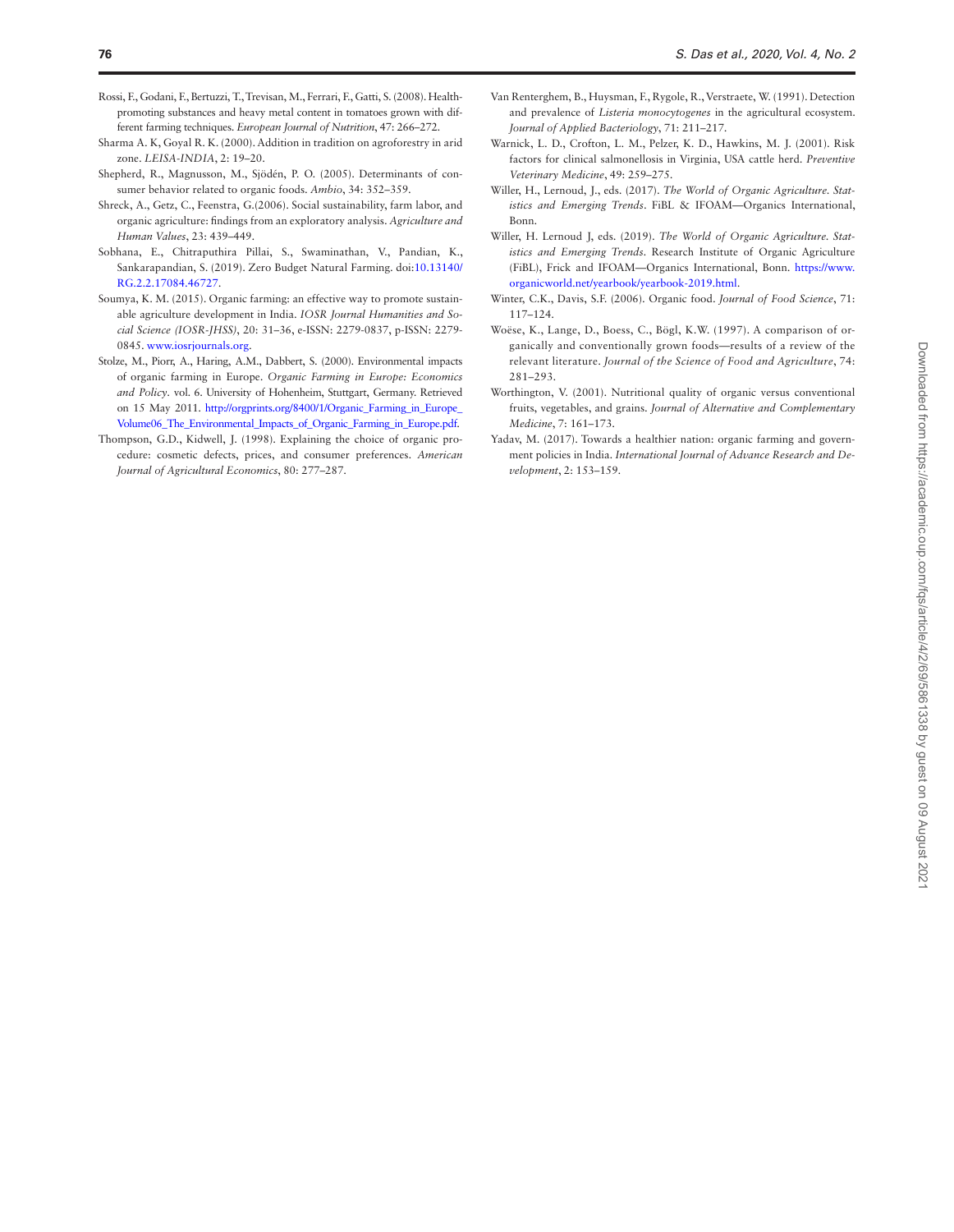Rossi, F., Godani, F., Bertuzzi, T., Trevisan, M., Ferrari, F., Gatti, S. (2008). Health-promoting substances and heavy metal content in tomatoes grown with different farming techniques. *European Journal of Nutrition*, 47: 266–272.

Sharma A. K, Goyal R. K. (2000). Addition in tradition on agroforestry in arid zone. *LEISA-INDIA*, 2: 19–20.

Shepherd, R., Magnusson, M., Sjödén, P. O. (2005). Determinants of consumer behavior related to organic foods. *Ambio*, 34: 352–359.

Shreck, A., Getz, C., Feenstra, G.(2006). Social sustainability, farm labor, and organic agriculture: findings from an exploratory analysis. *Agriculture and Human Values*, 23: 439–449.

Sobhana, E., Chitraputhira Pillai, S., Swaminathan, V., Pandian, K., Sankarapandian, S. (2019). Zero Budget Natural Farming. doi:10.13140/RG.2.2.17084.46727.

Soumya, K. M. (2015). Organic farming: an effective way to promote sustainable agriculture development in India. *IOSR Journal Humanities and Social Science (IOSR-JHSS)*, 20: 31–36, e-ISSN: 2279-0837, p-ISSN: 2279-0845. www.iosrjournals.org.

Stolze, M., Piorr, A., Haring, A.M., Dabbert, S. (2000). Environmental impacts of organic farming in Europe. *Organic Farming in Europe: Economics and Policy*. vol. 6. University of Hohenheim, Stuttgart, Germany. Retrieved on 15 May 2011. http://orgprints.org/8400/1/Organic_Farming_in_Europe_Volume06_The_Environmental_Impacts_of_Organic_Farming_in_Europe.pdf.

Thompson, G.D., Kidwell, J. (1998). Explaining the choice of organic procedure: cosmetic defects, prices, and consumer preferences. *American Journal of Agricultural Economics*, 80: 277–287.

Van Renterghem, B., Huysman, F., Rygole, R., Verstraete, W. (1991). Detection and prevalence of *Listeria monocytogenes* in the agricultural ecosystem. *Journal of Applied Bacteriology*, 71: 211–217.

Warnick, L. D., Crofton, L. M., Pelzer, K. D., Hawkins, M. J. (2001). Risk factors for clinical salmonellosis in Virginia, USA cattle herd. *Preventive Veterinary Medicine*, 49: 259–275.

Willer, H., Lernoud, J., eds. (2017). *The World of Organic Agriculture. Statistics and Emerging Trends*. FiBL & IFOAM—Organics International, Bonn.

Willer, H. Lernoud J, eds. (2019). *The World of Organic Agriculture. Statistics and Emerging Trends*. Research Institute of Organic Agriculture (FiBL), Frick and IFOAM—Organics International, Bonn. https://www.organicworld.net/yearbook/yearbook-2019.html.

Winter, C.K., Davis, S.F. (2006). Organic food. *Journal of Food Science*, 71: 117–124.

Woëse, K., Lange, D., Boess, C., Bögl, K.W. (1997). A comparison of organically and conventionally grown foods—results of a review of the relevant literature. *Journal of the Science of Food and Agriculture*, 74: 281–293.

Worthington, V. (2001). Nutritional quality of organic versus conventional fruits, vegetables, and grains. *Journal of Alternative and Complementary Medicine*, 7: 161–173.

Yadav, M. (2017). Towards a healthier nation: organic farming and government policies in India. *International Journal of Advance Research and Development*, 2: 153–159.